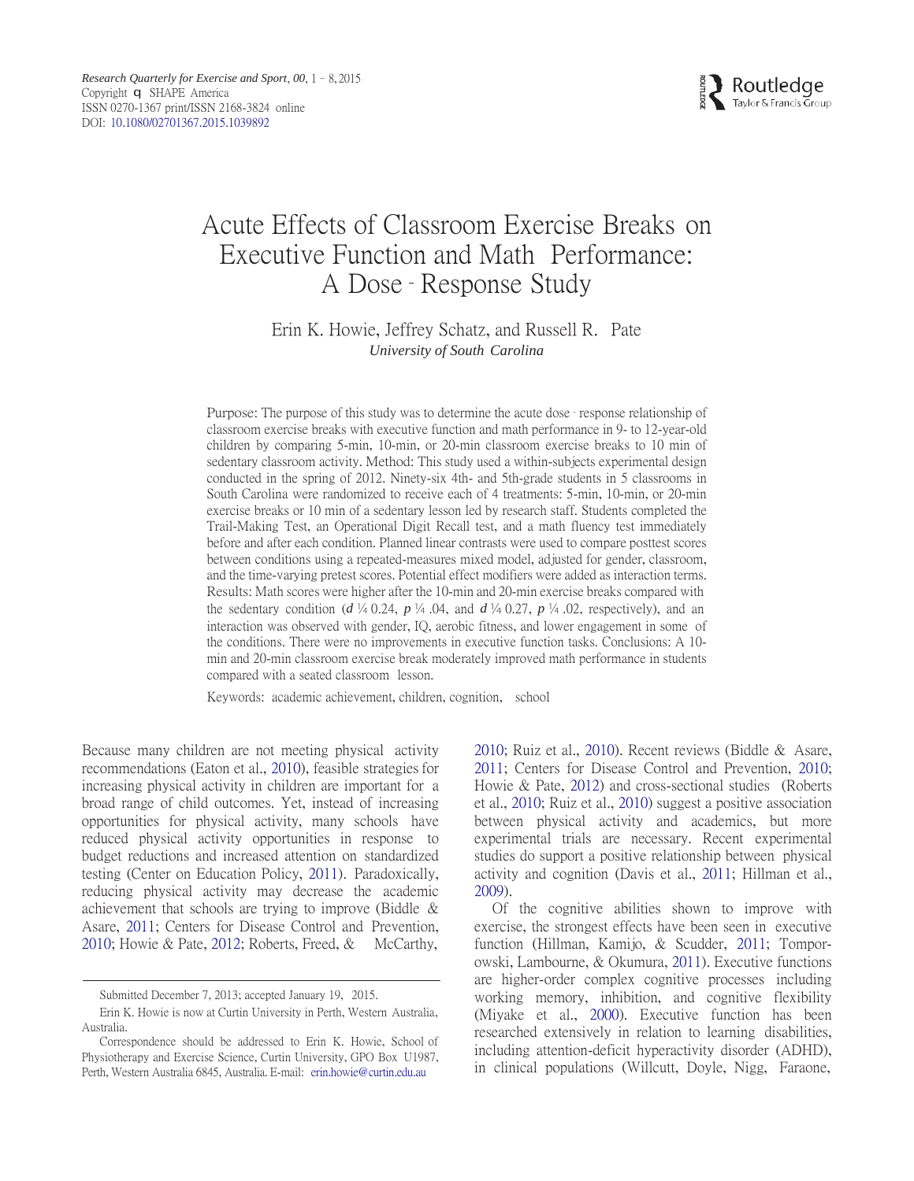# Acute Effects of Classroom Exercise Breaks on Executive Function and Math Performance: A Dose–Response Study

Erin K. Howie, Jeffrey Schatz, and Russell R. Pate

*University of South Carolina*

Purpose: The purpose of this study was to determine the acute dose–response relationship of classroom exercise breaks with executive function and math performance in 9- to 12-year-old children by comparing 5-min, 10-min, or 20-min classroom exercise breaks to 10 min of sedentary classroom activity. Method: This study used a within-subjects experimental design conducted in the spring of 2012. Ninety-six 4th- and 5th-grade students in 5 classrooms in South Carolina were randomized to receive each of 4 treatments: 5-min, 10-min, or 20-min exercise breaks or 10 min of a sedentary lesson led by research staff. Students completed the Trail-Making Test, an Operational Digit Recall test, and a math fluency test immediately before and after each condition. Planned linear contrasts were used to compare posttest scores between conditions using a repeated-measures mixed model, adjusted for gender, classroom, and the time-varying pretest scores. Potential effect modifiers were added as interaction terms. Results: Math scores were higher after the 10-min and 20-min exercise breaks compared with the sedentary condition (*d* ¼ 0.24, *p* ¼ .04, and *d* ¼ 0.27, *p* ¼ .02, respectively), and an interaction was observed with gender, IQ, aerobic fitness, and lower engagement in some of the conditions. There were no improvements in executive function tasks. Conclusions: A 10-min and 20-min classroom exercise break moderately improved math performance in students compared with a seated classroom lesson.

Keywords: academic achievement, children, cognition, school

Because many children are not meeting physical activity recommendations (Eaton et al., 2010), feasible strategies for increasing physical activity in children are important for a broad range of child outcomes. Yet, instead of increasing opportunities for physical activity, many schools have reduced physical activity opportunities in response to budget reductions and increased attention on standardized testing (Center on Education Policy, 2011). Paradoxically, reducing physical activity may decrease the academic achievement that schools are trying to improve (Biddle & Asare, 2011; Centers for Disease Control and Prevention, 2010; Howie & Pate, 2012; Roberts, Freed, & McCarthy, 2010; Ruiz et al., 2010). Recent reviews (Biddle & Asare, 2011; Centers for Disease Control and Prevention, 2010; Howie & Pate, 2012) and cross-sectional studies (Roberts et al., 2010; Ruiz et al., 2010) suggest a positive association between physical activity and academics, but more experimental trials are necessary. Recent experimental studies do support a positive relationship between physical activity and cognition (Davis et al., 2011; Hillman et al., 2009).

Of the cognitive abilities shown to improve with exercise, the strongest effects have been seen in executive function (Hillman, Kamijo, & Scudder, 2011; Tomporowski, Lambourne, & Okumura, 2011). Executive functions are higher-order complex cognitive processes including working memory, inhibition, and cognitive flexibility (Miyake et al., 2000). Executive function has been researched extensively in relation to learning disabilities, including attention-deficit hyperactivity disorder (ADHD), in clinical populations (Willcutt, Doyle, Nigg, Faraone,

---

Submitted December 7, 2013; accepted January 19, 2015.

Erin K. Howie is now at Curtin University in Perth, Western Australia, Australia.

Correspondence should be addressed to Erin K. Howie, School of Physiotherapy and Exercise Science, Curtin University, GPO Box U1987, Perth, Western Australia 6845, Australia. E-mail: erin.howie@curtin.edu.au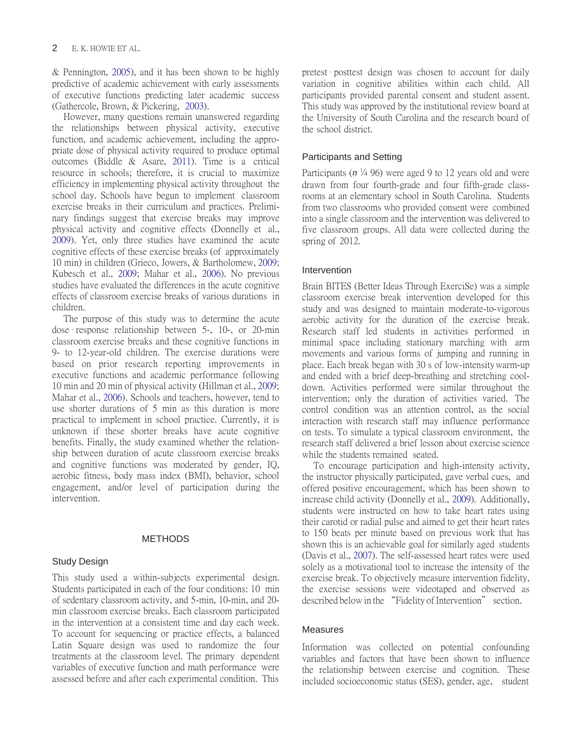& Pennington, 2005), and it has been shown to be highly predictive of academic achievement with early assessments of executive functions predicting later academic success (Gathercole, Brown, & Pickering, 2003).

However, many questions remain unanswered regarding the relationships between physical activity, executive function, and academic achievement, including the appropriate dose of physical activity required to produce optimal outcomes (Biddle & Asare, 2011). Time is a critical resource in schools; therefore, it is crucial to maximize efficiency in implementing physical activity throughout the school day. Schools have begun to implement classroom exercise breaks in their curriculum and practices. Preliminary findings suggest that exercise breaks may improve physical activity and cognitive effects (Donnelly et al., 2009). Yet, only three studies have examined the acute cognitive effects of these exercise breaks (of approximately 10 min) in children (Grieco, Jowers, & Bartholomew, 2009; Kubesch et al., 2009; Mahar et al., 2006). No previous studies have evaluated the differences in the acute cognitive effects of classroom exercise breaks of various durations in children.

The purpose of this study was to determine the acute dose-response relationship between 5-, 10-, or 20-min classroom exercise breaks and these cognitive functions in 9- to 12-year-old children. The exercise durations were based on prior research reporting improvements in executive functions and academic performance following 10 min and 20 min of physical activity (Hillman et al., 2009; Mahar et al., 2006). Schools and teachers, however, tend to use shorter durations of 5 min as this duration is more practical to implement in school practice. Currently, it is unknown if these shorter breaks have acute cognitive benefits. Finally, the study examined whether the relationship between duration of acute classroom exercise breaks and cognitive functions was moderated by gender, IQ, aerobic fitness, body mass index (BMI), behavior, school engagement, and/or level of participation during the intervention.

## METHODS

### Study Design

This study used a within-subjects experimental design. Students participated in each of the four conditions: 10 min of sedentary classroom activity, and 5-min, 10-min, and 20-min classroom exercise breaks. Each classroom participated in the intervention at a consistent time and day each week. To account for sequencing or practice effects, a balanced Latin Square design was used to randomize the four treatments at the classroom level. The primary dependent variables of executive function and math performance were assessed before and after each experimental condition. This pretest-posttest design was chosen to account for daily variation in cognitive abilities within each child. All participants provided parental consent and student assent. This study was approved by the institutional review board at the University of South Carolina and the research board of the school district.

### Participants and Setting

Participants ($n$ ¼ 96) were aged 9 to 12 years old and were drawn from four fourth-grade and four fifth-grade classrooms at an elementary school in South Carolina. Students from two classrooms who provided consent were combined into a single classroom and the intervention was delivered to five classroom groups. All data were collected during the spring of 2012.

### Intervention

Brain BITES (Better Ideas Through ExerciSe) was a simple classroom exercise break intervention developed for this study and was designed to maintain moderate-to-vigorous aerobic activity for the duration of the exercise break. Research staff led students in activities performed in minimal space including stationary marching with arm movements and various forms of jumping and running in place. Each break began with 30 s of low-intensity warm-up and ended with a brief deep-breathing and stretching cool-down. Activities performed were similar throughout the intervention; only the duration of activities varied. The control condition was an attention control, as the social interaction with research staff may influence performance on tests. To simulate a typical classroom environment, the research staff delivered a brief lesson about exercise science while the students remained seated.

To encourage participation and high-intensity activity, the instructor physically participated, gave verbal cues, and offered positive encouragement, which has been shown to increase child activity (Donnelly et al., 2009). Additionally, students were instructed on how to take heart rates using their carotid or radial pulse and aimed to get their heart rates to 150 beats per minute based on previous work that has shown this is an achievable goal for similarly aged students (Davis et al., 2007). The self-assessed heart rates were used solely as a motivational tool to increase the intensity of the exercise break. To objectively measure intervention fidelity, the exercise sessions were videotaped and observed as described below in the "Fidelity of Intervention" section.

### Measures

Information was collected on potential confounding variables and factors that have been shown to influence the relationship between exercise and cognition. These included socioeconomic status (SES), gender, age, student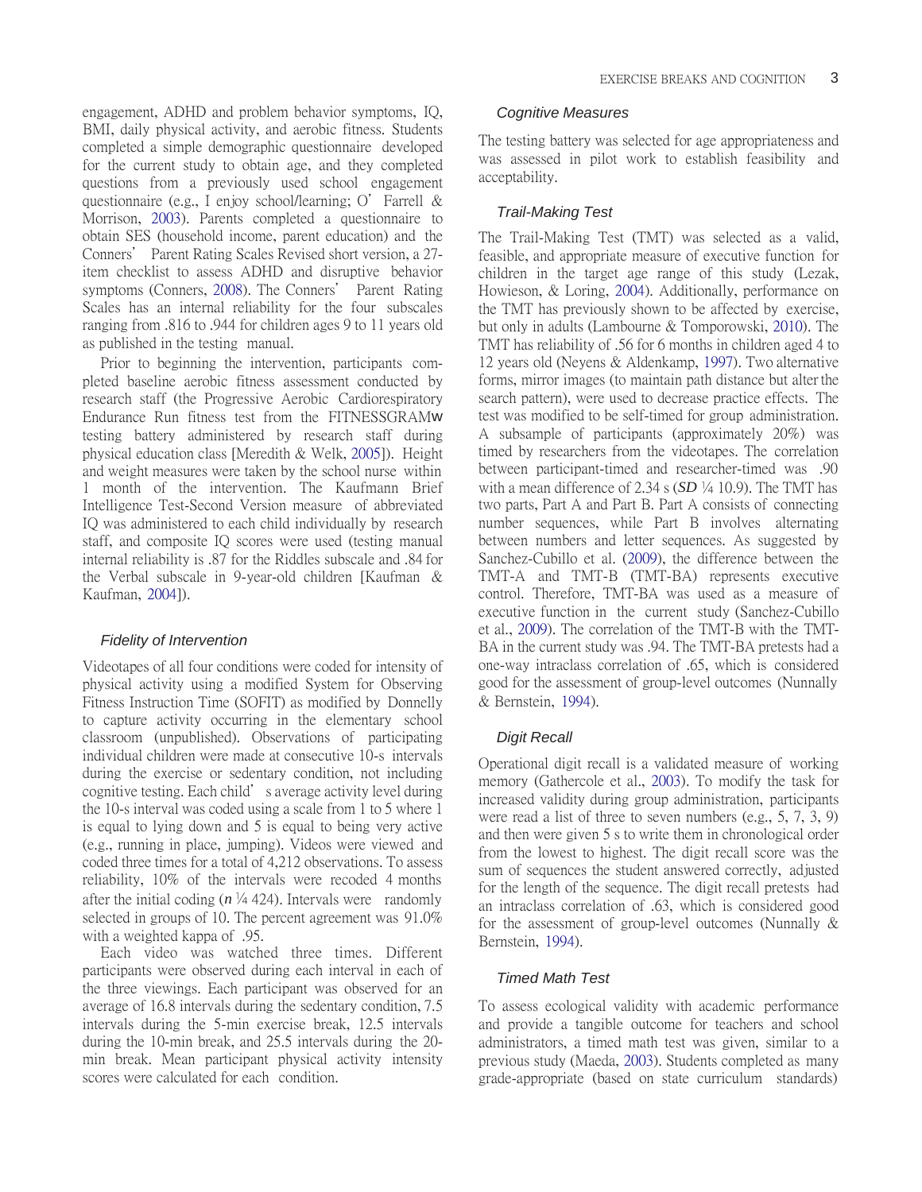engagement, ADHD and problem behavior symptoms, IQ, BMI, daily physical activity, and aerobic fitness. Students completed a simple demographic questionnaire developed for the current study to obtain age, and they completed questions from a previously used school engagement questionnaire (e.g., I enjoy school/learning; O' Farrell & Morrison, 2003). Parents completed a questionnaire to obtain SES (household income, parent education) and the Conners' Parent Rating Scales Revised short version, a 27-item checklist to assess ADHD and disruptive behavior symptoms (Conners, 2008). The Conners' Parent Rating Scales has an internal reliability for the four subscales ranging from .816 to .944 for children ages 9 to 11 years old as published in the testing manual.

Prior to beginning the intervention, participants completed baseline aerobic fitness assessment conducted by research staff (the Progressive Aerobic Cardiorespiratory Endurance Run fitness test from the FITNESSGRAMw testing battery administered by research staff during physical education class [Meredith & Welk, 2005]). Height and weight measures were taken by the school nurse within 1 month of the intervention. The Kaufmann Brief Intelligence Test-Second Version measure of abbreviated IQ was administered to each child individually by research staff, and composite IQ scores were used (testing manual internal reliability is .87 for the Riddles subscale and .84 for the Verbal subscale in 9-year-old children [Kaufman & Kaufman, 2004]).

### Fidelity of Intervention

Videotapes of all four conditions were coded for intensity of physical activity using a modified System for Observing Fitness Instruction Time (SOFIT) as modified by Donnelly to capture activity occurring in the elementary school classroom (unpublished). Observations of participating individual children were made at consecutive 10-s intervals during the exercise or sedentary condition, not including cognitive testing. Each child's average activity level during the 10-s interval was coded using a scale from 1 to 5 where 1 is equal to lying down and 5 is equal to being very active (e.g., running in place, jumping). Videos were viewed and coded three times for a total of 4,212 observations. To assess reliability, 10% of the intervals were recoded 4 months after the initial coding ($n$ ¼ 424). Intervals were randomly selected in groups of 10. The percent agreement was 91.0% with a weighted kappa of .95.

Each video was watched three times. Different participants were observed during each interval in each of the three viewings. Each participant was observed for an average of 16.8 intervals during the sedentary condition, 7.5 intervals during the 5-min exercise break, 12.5 intervals during the 10-min break, and 25.5 intervals during the 20-min break. Mean participant physical activity intensity scores were calculated for each condition.

### Cognitive Measures

The testing battery was selected for age appropriateness and was assessed in pilot work to establish feasibility and acceptability.

### Trail-Making Test

The Trail-Making Test (TMT) was selected as a valid, feasible, and appropriate measure of executive function for children in the target age range of this study (Lezak, Howieson, & Loring, 2004). Additionally, performance on the TMT has previously shown to be affected by exercise, but only in adults (Lambourne & Tomporowski, 2010). The TMT has reliability of .56 for 6 months in children aged 4 to 12 years old (Neyens & Aldenkamp, 1997). Two alternative forms, mirror images (to maintain path distance but alter the search pattern), were used to decrease practice effects. The test was modified to be self-timed for group administration. A subsample of participants (approximately 20%) was timed by researchers from the videotapes. The correlation between participant-timed and researcher-timed was .90 with a mean difference of 2.34 s (***SD*** ¼ 10.9). The TMT has two parts, Part A and Part B. Part A consists of connecting number sequences, while Part B involves alternating between numbers and letter sequences. As suggested by Sanchez-Cubillo et al. (2009), the difference between the TMT-A and TMT-B (TMT-BA) represents executive control. Therefore, TMT-BA was used as a measure of executive function in the current study (Sanchez-Cubillo et al., 2009). The correlation of the TMT-B with the TMT-BA in the current study was .94. The TMT-BA pretests had a one-way intraclass correlation of .65, which is considered good for the assessment of group-level outcomes (Nunnally & Bernstein, 1994).

### Digit Recall

Operational digit recall is a validated measure of working memory (Gathercole et al., 2003). To modify the task for increased validity during group administration, participants were read a list of three to seven numbers (e.g., 5, 7, 3, 9) and then were given 5 s to write them in chronological order from the lowest to highest. The digit recall score was the sum of sequences the student answered correctly, adjusted for the length of the sequence. The digit recall pretests had an intraclass correlation of .63, which is considered good for the assessment of group-level outcomes (Nunnally & Bernstein, 1994).

### Timed Math Test

To assess ecological validity with academic performance and provide a tangible outcome for teachers and school administrators, a timed math test was given, similar to a previous study (Maeda, 2003). Students completed as many grade-appropriate (based on state curriculum standards)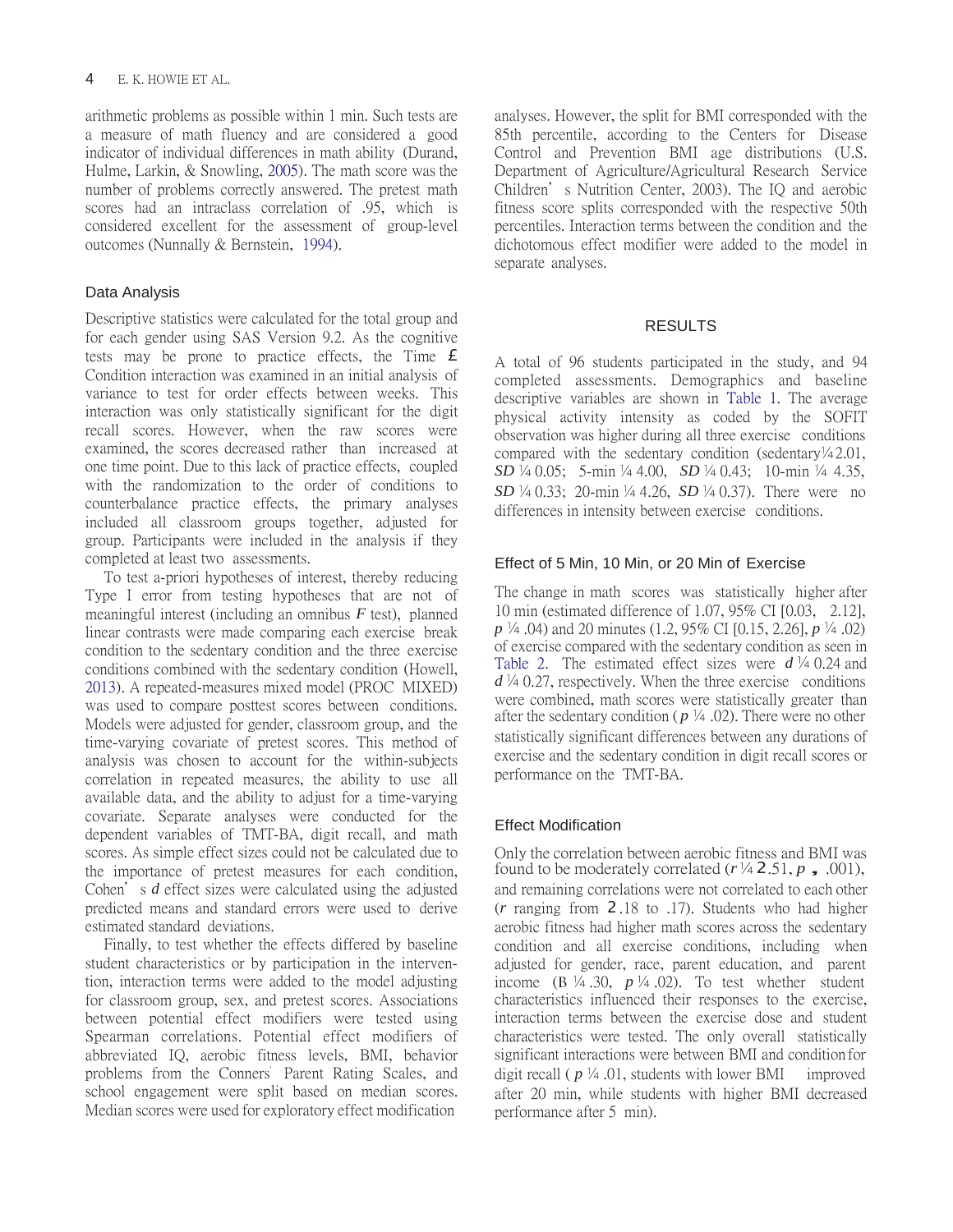arithmetic problems as possible within 1 min. Such tests are a measure of math fluency and are considered a good indicator of individual differences in math ability (Durand, Hulme, Larkin, & Snowling, 2005). The math score was the number of problems correctly answered. The pretest math scores had an intraclass correlation of .95, which is considered excellent for the assessment of group-level outcomes (Nunnally & Bernstein, 1994).

### Data Analysis

Descriptive statistics were calculated for the total group and for each gender using SAS Version 9.2. As the cognitive tests may be prone to practice effects, the Time × Condition interaction was examined in an initial analysis of variance to test for order effects between weeks. This interaction was only statistically significant for the digit recall scores. However, when the raw scores were examined, the scores decreased rather than increased at one time point. Due to this lack of practice effects, coupled with the randomization to the order of conditions to counterbalance practice effects, the primary analyses included all classroom groups together, adjusted for group. Participants were included in the analysis if they completed at least two assessments.

To test a-priori hypotheses of interest, thereby reducing Type I error from testing hypotheses that are not of meaningful interest (including an omnibus $F$ test), planned linear contrasts were made comparing each exercise break condition to the sedentary condition and the three exercise conditions combined with the sedentary condition (Howell, 2013). A repeated-measures mixed model (PROC MIXED) was used to compare posttest scores between conditions. Models were adjusted for gender, classroom group, and the time-varying covariate of pretest scores. This method of analysis was chosen to account for the within-subjects correlation in repeated measures, the ability to use all available data, and the ability to adjust for a time-varying covariate. Separate analyses were conducted for the dependent variables of TMT-BA, digit recall, and math scores. As simple effect sizes could not be calculated due to the importance of pretest measures for each condition, Cohen's $d$ effect sizes were calculated using the adjusted predicted means and standard errors were used to derive estimated standard deviations.

Finally, to test whether the effects differed by baseline student characteristics or by participation in the intervention, interaction terms were added to the model adjusting for classroom group, sex, and pretest scores. Associations between potential effect modifiers were tested using Spearman correlations. Potential effect modifiers of abbreviated IQ, aerobic fitness levels, BMI, behavior problems from the Conners' Parent Rating Scales, and school engagement were split based on median scores. Median scores were used for exploratory effect modification analyses. However, the split for BMI corresponded with the 85th percentile, according to the Centers for Disease Control and Prevention BMI age distributions (U.S. Department of Agriculture/Agricultural Research Service Children's Nutrition Center, 2003). The IQ and aerobic fitness score splits corresponded with the respective 50th percentiles. Interaction terms between the condition and the dichotomous effect modifier were added to the model in separate analyses.

## RESULTS

A total of 96 students participated in the study, and 94 completed assessments. Demographics and baseline descriptive variables are shown in Table 1. The average physical activity intensity as coded by the SOFIT observation was higher during all three exercise conditions compared with the sedentary condition (sedentary = 2.01, $SD$ = 0.05; 5-min = 4.00, $SD$ = 0.43; 10-min = 4.35, $SD$ = 0.33; 20-min = 4.26, $SD$ = 0.37). There were no differences in intensity between exercise conditions.

### Effect of 5 Min, 10 Min, or 20 Min of Exercise

The change in math scores was statistically higher after 10 min (estimated difference of 1.07, 95% CI [0.03, 2.12], $p$ = .04) and 20 minutes (1.2, 95% CI [0.15, 2.26], $p$ = .02) of exercise compared with the sedentary condition as seen in Table 2. The estimated effect sizes were $d$ = 0.24 and $d$ = 0.27, respectively. When the three exercise conditions were combined, math scores were statistically greater than after the sedentary condition ($p$ = .02). There were no other statistically significant differences between any durations of exercise and the sedentary condition in digit recall scores or performance on the TMT-BA.

### Effect Modification

Only the correlation between aerobic fitness and BMI was found to be moderately correlated ($r = -.51$, $p < .001$), and remaining correlations were not correlated to each other ($r$ ranging from $-.18$ to .17). Students who had higher aerobic fitness had higher math scores across the sedentary condition and all exercise conditions, including when adjusted for gender, race, parent education, and parent income ($B$ = .30, $p$ = .02). To test whether student characteristics influenced their responses to the exercise, interaction terms between the exercise dose and student characteristics were tested. The only overall statistically significant interactions were between BMI and condition for digit recall ($p$ = .01, students with lower BMI improved after 20 min, while students with higher BMI decreased performance after 5 min).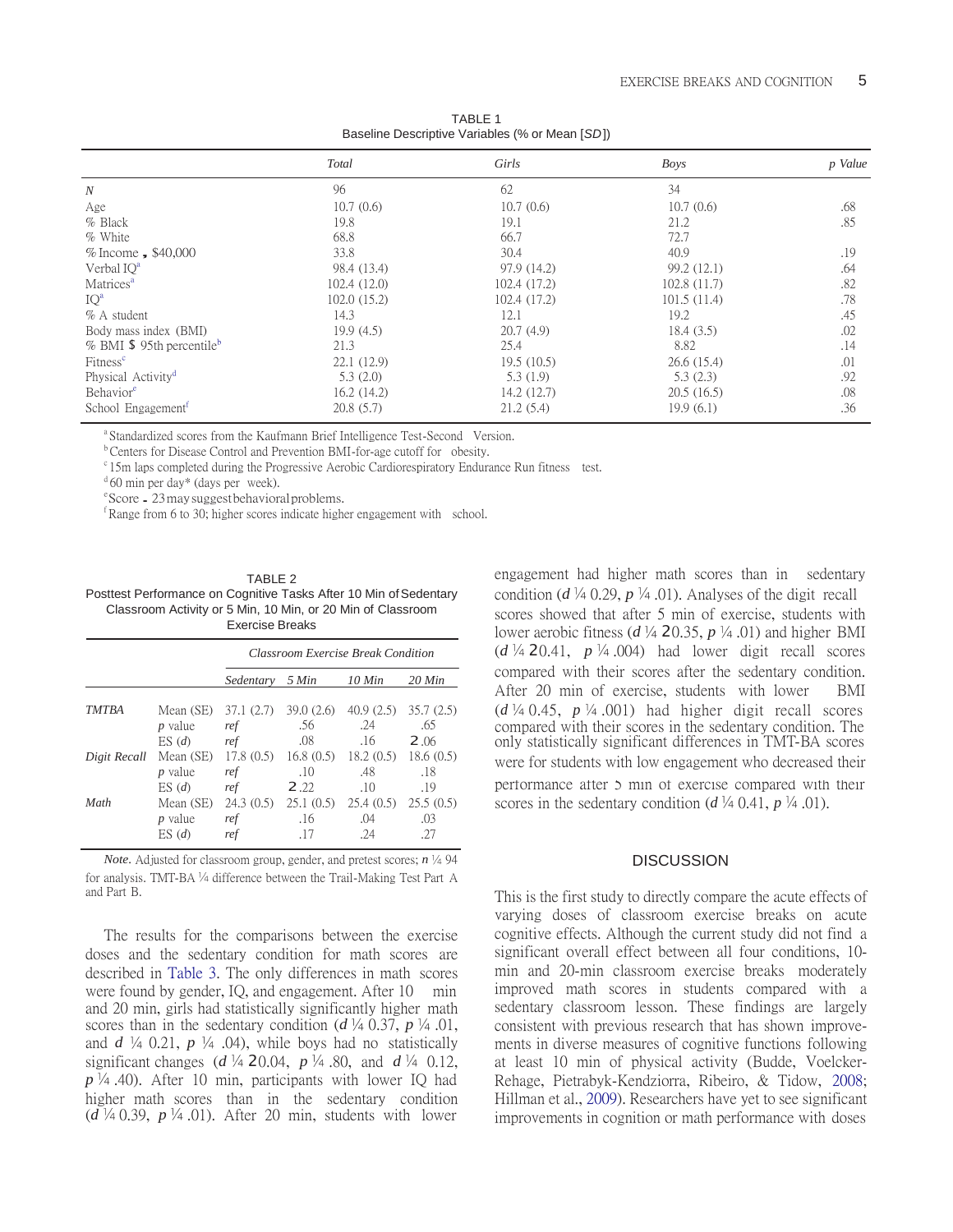TABLE 1
Baseline Descriptive Variables (% or Mean [*SD*])

| | *Total* | *Girls* | *Boys* | *p Value* |
|---|---|---|---|---|
| *N* | 96 | 62 | 34 | |
| Age | 10.7 (0.6) | 10.7 (0.6) | 10.7 (0.6) | .68 |
| % Black | 19.8 | 19.1 | 21.2 | .85 |
| % White | 68.8 | 66.7 | 72.7 | |
| % Income ˛ $40,000 | 33.8 | 30.4 | 40.9 | .19 |
| Verbal IQ[a] | 98.4 (13.4) | 97.9 (14.2) | 99.2 (12.1) | .64 |
| Matrices[a] | 102.4 (12.0) | 102.4 (17.2) | 102.8 (11.7) | .82 |
| IQ[a] | 102.0 (15.2) | 102.4 (17.2) | 101.5 (11.4) | .78 |
| % A student | 14.3 | 12.1 | 19.2 | .45 |
| Body mass index (BMI) | 19.9 (4.5) | 20.7 (4.9) | 18.4 (3.5) | .02 |
| % BMI $ 95th percentile[b] | 21.3 | 25.4 | 8.82 | .14 |
| Fitness[c] | 22.1 (12.9) | 19.5 (10.5) | 26.6 (15.4) | .01 |
| Physical Activity[d] | 5.3 (2.0) | 5.3 (1.9) | 5.3 (2.3) | .92 |
| Behavior[e] | 16.2 (14.2) | 14.2 (12.7) | 20.5 (16.5) | .08 |
| School Engagement[f] | 20.8 (5.7) | 21.2 (5.4) | 19.9 (6.1) | .36 |

[a] Standardized scores from the Kaufmann Brief Intelligence Test-Second Version.
[b] Centers for Disease Control and Prevention BMI-for-age cutoff for obesity.
[c] 15m laps completed during the Progressive Aerobic Cardiorespiratory Endurance Run fitness test.
[d] 60 min per day* (days per week).
[e] Score ˗ 23 may suggest behavioral problems.
[f] Range from 6 to 30; higher scores indicate higher engagement with school.

TABLE 2
Posttest Performance on Cognitive Tasks After 10 Min of Sedentary Classroom Activity or 5 Min, 10 Min, or 20 Min of Classroom Exercise Breaks

| | | *Classroom Exercise Break Condition* | | | |
|---|---|---|---|---|---|
| | | *Sedentary* | *5 Min* | *10 Min* | *20 Min* |
| *TMTBA* | Mean (SE) | 37.1 (2.7) | 39.0 (2.6) | 40.9 (2.5) | 35.7 (2.5) |
| | *p* value | *ref* | .56 | .24 | .65 |
| | ES (*d*) | *ref* | .08 | .16 | 2.06 |
| *Digit Recall* | Mean (SE) | 17.8 (0.5) | 16.8 (0.5) | 18.2 (0.5) | 18.6 (0.5) |
| | *p* value | *ref* | .10 | .48 | .18 |
| | ES (*d*) | *ref* | 2.22 | .10 | .19 |
| *Math* | Mean (SE) | 24.3 (0.5) | 25.1 (0.5) | 25.4 (0.5) | 25.5 (0.5) |
| | *p* value | *ref* | .16 | .04 | .03 |
| | ES (*d*) | *ref* | .17 | .24 | .27 |

*Note.* Adjusted for classroom group, gender, and pretest scores; *n* ¼ 94 for analysis. TMT-BA ¼ difference between the Trail-Making Test Part A and Part B.

The results for the comparisons between the exercise doses and the sedentary condition for math scores are described in Table 3. The only differences in math scores were found by gender, IQ, and engagement. After 10 min and 20 min, girls had statistically significantly higher math scores than in the sedentary condition (*d* ¼ 0.37, *p* ¼ .01, and *d* ¼ 0.21, *p* ¼ .04), while boys had no statistically significant changes (*d* ¼ 20.04, *p* ¼ .80, and *d* ¼ 0.12, *p* ¼ .40). After 10 min, participants with lower IQ had higher math scores than in the sedentary condition (*d* ¼ 0.39, *p* ¼ .01). After 20 min, students with lower engagement had higher math scores than in sedentary condition (*d* ¼ 0.29, *p* ¼ .01). Analyses of the digit recall scores showed that after 5 min of exercise, students with lower aerobic fitness (*d* ¼ 20.35, *p* ¼ .01) and higher BMI (*d* ¼ 20.41, *p* ¼ .004) had lower digit recall scores compared with their scores after the sedentary condition. After 20 min of exercise, students with lower BMI (*d* ¼ 0.45, *p* ¼ .001) had higher digit recall scores compared with their scores in the sedentary condition. The only statistically significant differences in TMT-BA scores were for students with low engagement who decreased their performance after 5 min of exercise compared with their scores in the sedentary condition (*d* ¼ 0.41, *p* ¼ .01).

## DISCUSSION

This is the first study to directly compare the acute effects of varying doses of classroom exercise breaks on acute cognitive effects. Although the current study did not find a significant overall effect between all four conditions, 10-min and 20-min classroom exercise breaks moderately improved math scores in students compared with a sedentary classroom lesson. These findings are largely consistent with previous research that has shown improvements in diverse measures of cognitive functions following at least 10 min of physical activity (Budde, Voelcker-Rehage, Pietrabyk-Kendziorra, Ribeiro, & Tidow, 2008; Hillman et al., 2009). Researchers have yet to see significant improvements in cognition or math performance with doses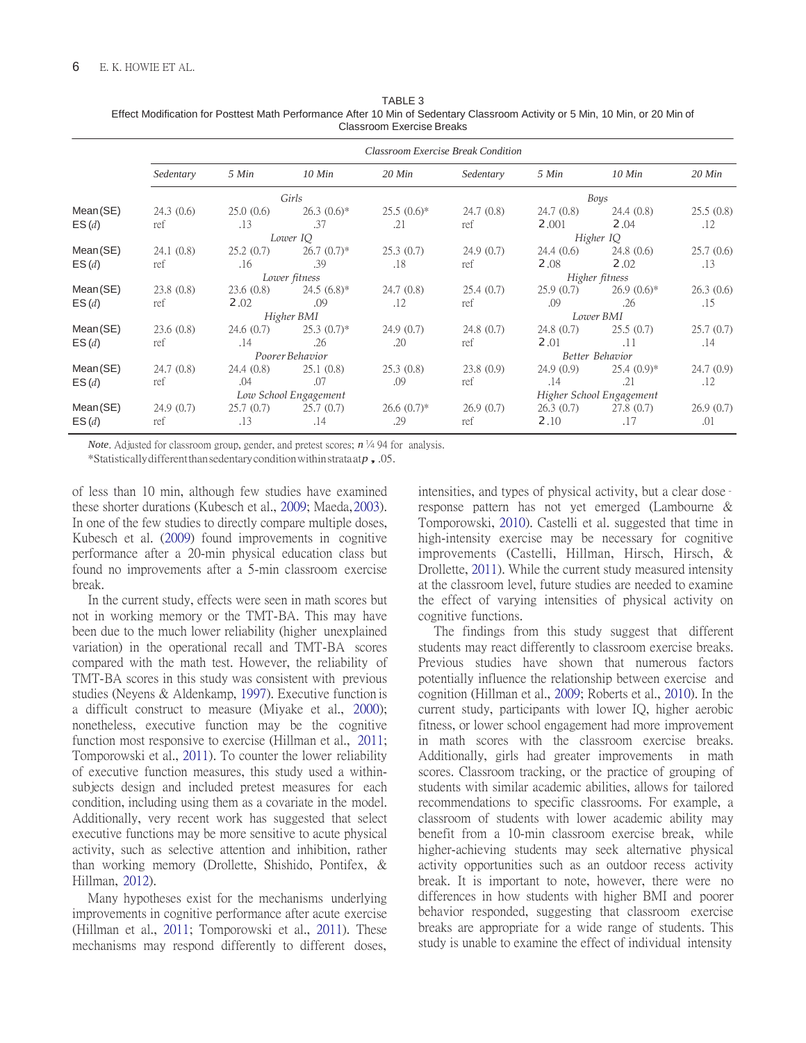TABLE 3
Effect Modification for Posttest Math Performance After 10 Min of Sedentary Classroom Activity or 5 Min, 10 Min, or 20 Min of Classroom Exercise Breaks

| | *Classroom Exercise Break Condition* | | | | | | | |
|---|---|---|---|---|---|---|---|---|
| | *Sedentary* | *5 Min* | *10 Min* | *20 Min* | *Sedentary* | *5 Min* | *10 Min* | *20 Min* |
| | *Girls* | | | | *Boys* | | | |
| Mean (SE) | 24.3 (0.6) | 25.0 (0.6) | 26.3 (0.6)* | 25.5 (0.6)* | 24.7 (0.8) | 24.7 (0.8) | 24.4 (0.8) | 25.5 (0.8) |
| ES (*d*) | ref | .13 | .37 | .21 | ref | 2.001 | 2.04 | .12 |
| | *Lower IQ* | | | | *Higher IQ* | | | |
| Mean (SE) | 24.1 (0.8) | 25.2 (0.7) | 26.7 (0.7)* | 25.3 (0.7) | 24.9 (0.7) | 24.4 (0.6) | 24.8 (0.6) | 25.7 (0.6) |
| ES (*d*) | ref | .16 | .39 | .18 | ref | 2.08 | 2.02 | .13 |
| | *Lower fitness* | | | | *Higher fitness* | | | |
| Mean (SE) | 23.8 (0.8) | 23.6 (0.8) | 24.5 (6.8)* | 24.7 (0.8) | 25.4 (0.7) | 25.9 (0.7) | 26.9 (0.6)* | 26.3 (0.6) |
| ES (*d*) | ref | 2.02 | .09 | .12 | ref | .09 | .26 | .15 |
| | *Higher BMI* | | | | *Lower BMI* | | | |
| Mean (SE) | 23.6 (0.8) | 24.6 (0.7) | 25.3 (0.7)* | 24.9 (0.7) | 24.8 (0.7) | 24.8 (0.7) | 25.5 (0.7) | 25.7 (0.7) |
| ES (*d*) | ref | .14 | .26 | .20 | ref | 2.01 | .11 | .14 |
| | *Poorer Behavior* | | | | *Better Behavior* | | | |
| Mean (SE) | 24.7 (0.8) | 24.4 (0.8) | 25.1 (0.8) | 25.3 (0.8) | 23.8 (0.9) | 24.9 (0.9) | 25.4 (0.9)* | 24.7 (0.9) |
| ES (*d*) | ref | .04 | .07 | .09 | ref | .14 | .21 | .12 |
| | *Low School Engagement* | | | | *Higher School Engagement* | | | |
| Mean (SE) | 24.9 (0.7) | 25.7 (0.7) | 25.7 (0.7) | 26.6 (0.7)* | 26.9 (0.7) | 26.3 (0.7) | 27.8 (0.7) | 26.9 (0.7) |
| ES (*d*) | ref | .13 | .14 | .29 | ref | 2.10 | .17 | .01 |

*Note*. Adjusted for classroom group, gender, and pretest scores; $n$ ¼ 94 for analysis.
*Statistically different than sedentary condition within strata at $p$ , .05.

of less than 10 min, although few studies have examined these shorter durations (Kubesch et al., 2009; Maeda, 2003). In one of the few studies to directly compare multiple doses, Kubesch et al. (2009) found improvements in cognitive performance after a 20-min physical education class but found no improvements after a 5-min classroom exercise break.

In the current study, effects were seen in math scores but not in working memory or the TMT-BA. This may have been due to the much lower reliability (higher unexplained variation) in the operational recall and TMT-BA scores compared with the math test. However, the reliability of TMT-BA scores in this study was consistent with previous studies (Neyens & Aldenkamp, 1997). Executive function is a difficult construct to measure (Miyake et al., 2000); nonetheless, executive function may be the cognitive function most responsive to exercise (Hillman et al., 2011; Tomporowski et al., 2011). To counter the lower reliability of executive function measures, this study used a within-subjects design and included pretest measures for each condition, including using them as a covariate in the model. Additionally, very recent work has suggested that select executive functions may be more sensitive to acute physical activity, such as selective attention and inhibition, rather than working memory (Drollette, Shishido, Pontifex, & Hillman, 2012).

Many hypotheses exist for the mechanisms underlying improvements in cognitive performance after acute exercise (Hillman et al., 2011; Tomporowski et al., 2011). These mechanisms may respond differently to different doses, intensities, and types of physical activity, but a clear dose - response pattern has not yet emerged (Lambourne & Tomporowski, 2010). Castelli et al. suggested that time in high-intensity exercise may be necessary for cognitive improvements (Castelli, Hillman, Hirsch, Hirsch, & Drollette, 2011). While the current study measured intensity at the classroom level, future studies are needed to examine the effect of varying intensities of physical activity on cognitive functions.

The findings from this study suggest that different students may react differently to classroom exercise breaks. Previous studies have shown that numerous factors potentially influence the relationship between exercise and cognition (Hillman et al., 2009; Roberts et al., 2010). In the current study, participants with lower IQ, higher aerobic fitness, or lower school engagement had more improvement in math scores with the classroom exercise breaks. Additionally, girls had greater improvements in math scores. Classroom tracking, or the practice of grouping of students with similar academic abilities, allows for tailored recommendations to specific classrooms. For example, a classroom of students with lower academic ability may benefit from a 10-min classroom exercise break, while higher-achieving students may seek alternative physical activity opportunities such as an outdoor recess activity break. It is important to note, however, there were no differences in how students with higher BMI and poorer behavior responded, suggesting that classroom exercise breaks are appropriate for a wide range of students. This study is unable to examine the effect of individual intensity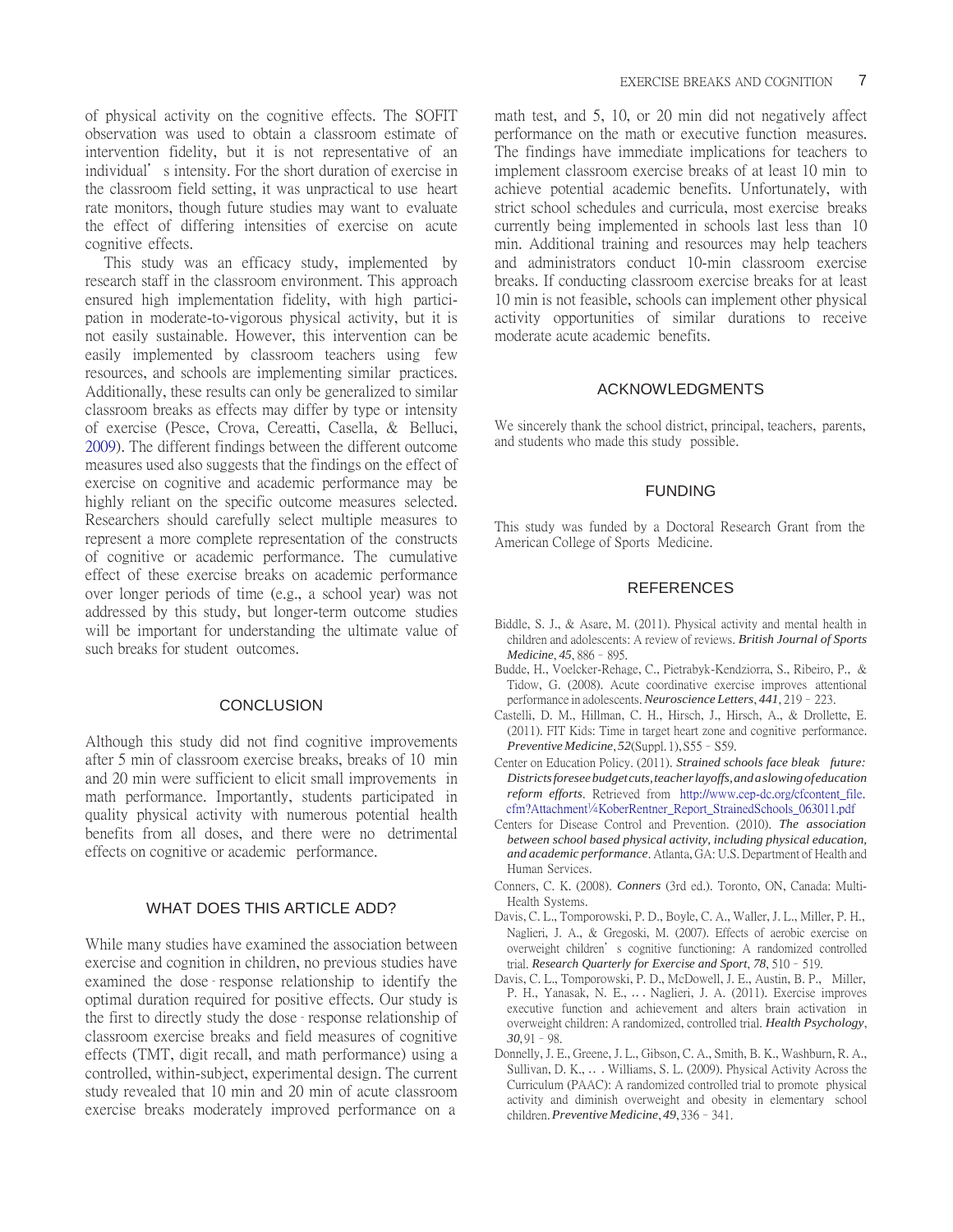of physical activity on the cognitive effects. The SOFIT observation was used to obtain a classroom estimate of intervention fidelity, but it is not representative of an individual's intensity. For the short duration of exercise in the classroom field setting, it was unpractical to use heart rate monitors, though future studies may want to evaluate the effect of differing intensities of exercise on acute cognitive effects.

This study was an efficacy study, implemented by research staff in the classroom environment. This approach ensured high implementation fidelity, with high participation in moderate-to-vigorous physical activity, but it is not easily sustainable. However, this intervention can be easily implemented by classroom teachers using few resources, and schools are implementing similar practices. Additionally, these results can only be generalized to similar classroom breaks as effects may differ by type or intensity of exercise (Pesce, Crova, Cereatti, Casella, & Belluci, 2009). The different findings between the different outcome measures used also suggests that the findings on the effect of exercise on cognitive and academic performance may be highly reliant on the specific outcome measures selected. Researchers should carefully select multiple measures to represent a more complete representation of the constructs of cognitive or academic performance. The cumulative effect of these exercise breaks on academic performance over longer periods of time (e.g., a school year) was not addressed by this study, but longer-term outcome studies will be important for understanding the ultimate value of such breaks for student outcomes.

## CONCLUSION

Although this study did not find cognitive improvements after 5 min of classroom exercise breaks, breaks of 10 min and 20 min were sufficient to elicit small improvements in math performance. Importantly, students participated in quality physical activity with numerous potential health benefits from all doses, and there were no detrimental effects on cognitive or academic performance.

## WHAT DOES THIS ARTICLE ADD?

While many studies have examined the association between exercise and cognition in children, no previous studies have examined the dose-response relationship to identify the optimal duration required for positive effects. Our study is the first to directly study the dose-response relationship of classroom exercise breaks and field measures of cognitive effects (TMT, digit recall, and math performance) using a controlled, within-subject, experimental design. The current study revealed that 10 min and 20 min of acute classroom exercise breaks moderately improved performance on a math test, and 5, 10, or 20 min did not negatively affect performance on the math or executive function measures. The findings have immediate implications for teachers to implement classroom exercise breaks of at least 10 min to achieve potential academic benefits. Unfortunately, with strict school schedules and curricula, most exercise breaks currently being implemented in schools last less than 10 min. Additional training and resources may help teachers and administrators conduct 10-min classroom exercise breaks. If conducting classroom exercise breaks for at least 10 min is not feasible, schools can implement other physical activity opportunities of similar durations to receive moderate acute academic benefits.

## ACKNOWLEDGMENTS

We sincerely thank the school district, principal, teachers, parents, and students who made this study possible.

## FUNDING

This study was funded by a Doctoral Research Grant from the American College of Sports Medicine.

## REFERENCES

Biddle, S. J., & Asare, M. (2011). Physical activity and mental health in children and adolescents: A review of reviews. *British Journal of Sports Medicine*, *45*, 886–895.

Budde, H., Voelcker-Rehage, C., Pietrabyk-Kendziorra, S., Ribeiro, P., & Tidow, G. (2008). Acute coordinative exercise improves attentional performance in adolescents. *Neuroscience Letters*, *441*, 219–223.

Castelli, D. M., Hillman, C. H., Hirsch, J., Hirsch, A., & Drollette, E. (2011). FIT Kids: Time in target heart zone and cognitive performance. *Preventive Medicine*, *52*(Suppl. 1), S55–S59.

Center on Education Policy. (2011). *Strained schools face bleak future: Districts foresee budget cuts, teacher layoffs, and a slowing of education reform efforts*. Retrieved from http://www.cep-dc.org/cfcontent_file.cfm?Attachment¼KoberRentner_Report_StrainedSchools_063011.pdf

Centers for Disease Control and Prevention. (2010). *The association between school based physical activity, including physical education, and academic performance*. Atlanta, GA: U.S. Department of Health and Human Services.

Conners, C. K. (2008). *Conners* (3rd ed.). Toronto, ON, Canada: Multi-Health Systems.

Davis, C. L., Tomporowski, P. D., Boyle, C. A., Waller, J. L., Miller, P. H., Naglieri, J. A., & Gregoski, M. (2007). Effects of aerobic exercise on overweight children's cognitive functioning: A randomized controlled trial. *Research Quarterly for Exercise and Sport*, *78*, 510–519.

Davis, C. L., Tomporowski, P. D., McDowell, J. E., Austin, B. P., Miller, P. H., Yanasak, N. E., ... Naglieri, J. A. (2011). Exercise improves executive function and achievement and alters brain activation in overweight children: A randomized, controlled trial. *Health Psychology*, *30*, 91–98.

Donnelly, J. E., Greene, J. L., Gibson, C. A., Smith, B. K., Washburn, R. A., Sullivan, D. K., ... Williams, S. L. (2009). Physical Activity Across the Curriculum (PAAC): A randomized controlled trial to promote physical activity and diminish overweight and obesity in elementary school children. *Preventive Medicine*, *49*, 336–341.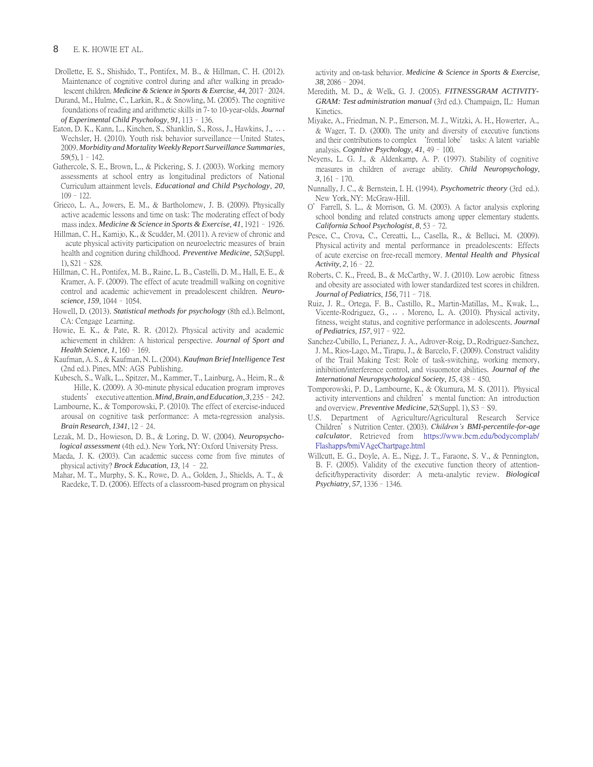Drollette, E. S., Shishido, T., Pontifex, M. B., & Hillman, C. H. (2012). Maintenance of cognitive control during and after walking in preadolescent children. *Medicine & Science in Sports & Exercise*, *44*, 2017 - 2024.

Durand, M., Hulme, C., Larkin, R., & Snowling, M. (2005). The cognitive foundations of reading and arithmetic skills in 7- to 10-year-olds. *Journal of Experimental Child Psychology*, *91*, 113 – 136.

Eaton, D. K., Kann, L., Kinchen, S., Shanklin, S., Ross, J., Hawkins, J., … Wechsler, H. (2010). Youth risk behavior surveillance—United States, 2009. *Morbidity and Mortality Weekly Report Surveillance Summaries*, *59*(5), 1 – 142.

Gathercole, S. E., Brown, L., & Pickering, S. J. (2003). Working memory assessments at school entry as longitudinal predictors of National Curriculum attainment levels. *Educational and Child Psychology*, *20*, 109 – 122.

Grieco, L. A., Jowers, E. M., & Bartholomew, J. B. (2009). Physically active academic lessons and time on task: The moderating effect of body mass index. *Medicine & Science in Sports & Exercise*, *41*, 1921 – 1926.

Hillman, C. H., Kamijo, K., & Scudder, M. (2011). A review of chronic and acute physical activity participation on neuroelectric measures of brain health and cognition during childhood. *Preventive Medicine*, *52*(Suppl. 1), S21 – S28.

Hillman, C. H., Pontifex, M. B., Raine, L. B., Castelli, D. M., Hall, E. E., & Kramer, A. F. (2009). The effect of acute treadmill walking on cognitive control and academic achievement in preadolescent children. *Neuroscience*, *159*, 1044 – 1054.

Howell, D. (2013). *Statistical methods for psychology* (8th ed.). Belmont, CA: Cengage Learning.

Howie, E. K., & Pate, R. R. (2012). Physical activity and academic achievement in children: A historical perspective. *Journal of Sport and Health Science*, *1*, 160 – 169.

Kaufman, A. S., & Kaufman, N. L. (2004). *Kaufman Brief Intelligence Test* (2nd ed.). Pines, MN: AGS Publishing.

Kubesch, S., Walk, L., Spitzer, M., Kammer, T., Lainburg, A., Heim, R., & Hille, K. (2009). A 30-minute physical education program improves students' executive attention. *Mind, Brain, and Education*, *3*, 235 – 242.

Lambourne, K., & Tomporowski, P. (2010). The effect of exercise-induced arousal on cognitive task performance: A meta-regression analysis. *Brain Research*, *1341*, 12 – 24.

Lezak, M. D., Howieson, D. B., & Loring, D. W. (2004). *Neuropsychological assessment* (4th ed.). New York, NY: Oxford University Press.

Maeda, J. K. (2003). Can academic success come from five minutes of physical activity? *Brock Education*, *13*, 14 – 22.

Mahar, M. T., Murphy, S. K., Rowe, D. A., Golden, J., Shields, A. T., & Raedeke, T. D. (2006). Effects of a classroom-based program on physical activity and on-task behavior. *Medicine & Science in Sports & Exercise*, *38*, 2086 – 2094.

Meredith, M. D., & Welk, G. J. (2005). *FITNESSGRAM ACTIVITYGRAM: Test administration manual* (3rd ed.). Champaign, IL: Human Kinetics.

Miyake, A., Friedman, N. P., Emerson, M. J., Witzki, A. H., Howerter, A., & Wager, T. D. (2000). The unity and diversity of executive functions and their contributions to complex 'frontal lobe' tasks: A latent variable analysis. *Cognitive Psychology*, *41*, 49 – 100.

Neyens, L. G. J., & Aldenkamp, A. P. (1997). Stability of cognitive measures in children of average ability. *Child Neuropsychology*, *3*, 161 – 170.

Nunnally, J. C., & Bernstein, I. H. (1994). *Psychometric theory* (3rd ed.). New York, NY: McGraw-Hill.

O'Farrell, S. L., & Morrison, G. M. (2003). A factor analysis exploring school bonding and related constructs among upper elementary students. *California School Psychologist*, *8*, 53 – 72.

Pesce, C., Crova, C., Cereatti, L., Casella, R., & Belluci, M. (2009). Physical activity and mental performance in preadolescents: Effects of acute exercise on free-recall memory. *Mental Health and Physical Activity*, *2*, 16 – 22.

Roberts, C. K., Freed, B., & McCarthy, W. J. (2010). Low aerobic fitness and obesity are associated with lower standardized test scores in children. *Journal of Pediatrics*, *156*, 711 – 718.

Ruiz, J. R., Ortega, F. B., Castillo, R., Martin-Matillas, M., Kwak, L., Vicente-Rodriguez, G., … Moreno, L. A. (2010). Physical activity, fitness, weight status, and cognitive performance in adolescents. *Journal of Pediatrics*, *157*, 917 – 922.

Sanchez-Cubillo, I., Perianez, J. A., Adrover-Roig, D., Rodriguez-Sanchez, J. M., Rios-Lago, M., Tirapu, J., & Barcelo, F. (2009). Construct validity of the Trail Making Test: Role of task-switching, working memory, inhibition/interference control, and visuomotor abilities. *Journal of the International Neuropsychological Society*, *15*, 438 – 450.

Tomporowski, P. D., Lambourne, K., & Okumura, M. S. (2011). Physical activity interventions and children's mental function: An introduction and overview. *Preventive Medicine*, *52*(Suppl. 1), S3 – S9.

U.S. Department of Agriculture/Agricultural Research Service Children's Nutrition Center. (2003). *Children's BMI-percentile-for-age calculator*. Retrieved from https://www.bcm.edu/bodycomplab/Flashapps/bmiVAgeChartpage.html

Willcutt, E. G., Doyle, A. E., Nigg, J. T., Faraone, S. V., & Pennington, B. F. (2005). Validity of the executive function theory of attention-deficit/hyperactivity disorder: A meta-analytic review. *Biological Psychiatry*, *57*, 1336 – 1346.